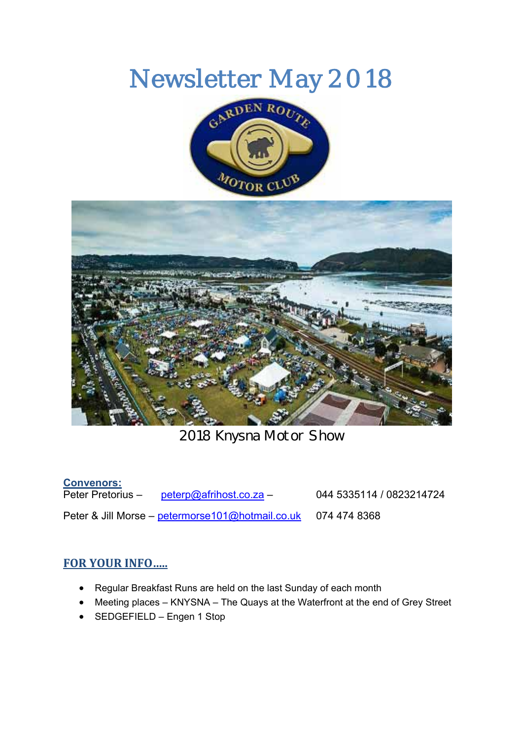# Newsletter May 2018

2018 Knysna Motor Show

**Convenors:**

Peter Pretorius – peterp@afrihost.co.za – 044 5335114 / 0823214724

Peter & Jill Morse – petermorse101@hotmail.co.uk 074 474 8368

## FOR YOUR INFO.....

- Regular Breakfast Runs are held on the last Sunday of each month
- Meeting places – KNYSNA – The Quays at the Waterfront at the end of Grey Street
- SEDGEFIELD – Engen 1 Stop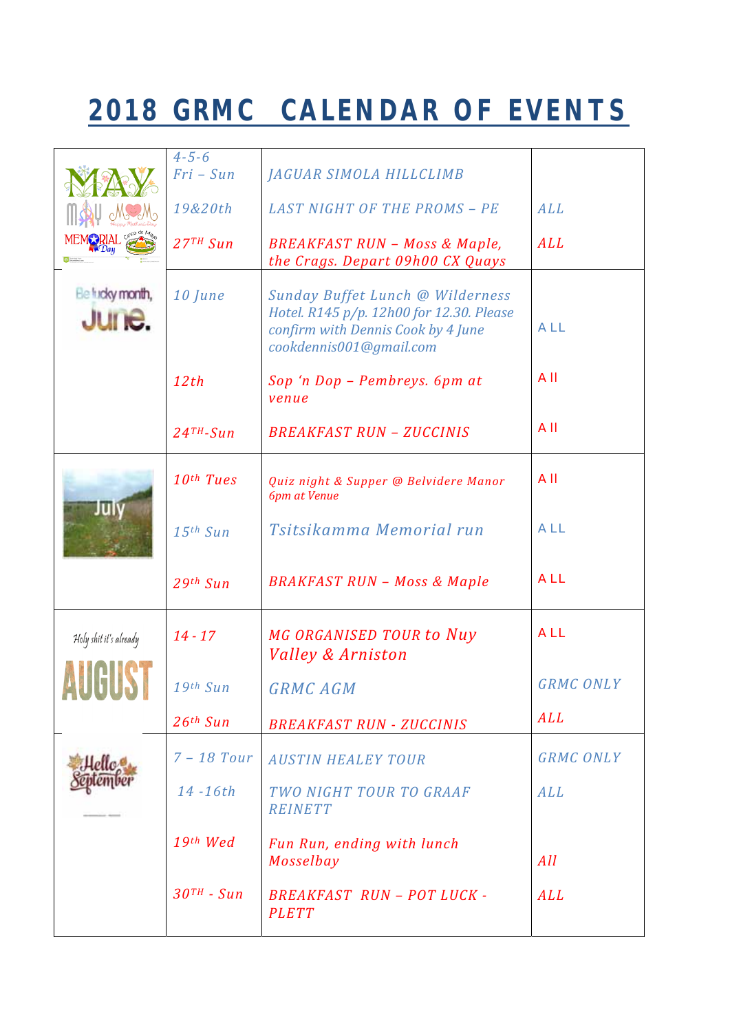# 2018 GRMC CALENDAR OF EVENTS

| Month | Date | Event | For |
|---|---|---|---|
| MAY | 4-5-6 Fri – Sun | JAGUAR SIMOLA HILLCLIMB | |
| | 19&20th | LAST NIGHT OF THE PROMS – PE | ALL |
| | 27TH Sun | BREAKFAST RUN – Moss & Maple, the Crags. Depart 09h00 CX Quays | ALL |
| Be lucky month, June. | 10 June | Sunday Buffet Lunch @ Wilderness Hotel. R145 p/p. 12h00 for 12.30. Please confirm with Dennis Cook by 4 June cookdennis001@gmail.com | ALL |
| | 12th | Sop 'n Dop – Pembreys. 6pm at venue | All |
| | 24TH-Sun | BREAKFAST RUN – ZUCCINIS | All |
| July | 10th Tues | Quiz night & Supper @ Belvidere Manor 6pm at Venue | All |
| | 15th Sun | Tsitsikamma Memorial run | ALL |
| | 29th Sun | BRAKFAST RUN – Moss & Maple | ALL |
| Holy shit it's already AUGUST | 14 - 17 | MG ORGANISED TOUR to Nuy Valley & Arniston | ALL |
| | 19th Sun | GRMC AGM | GRMC ONLY |
| | 26th Sun | BREAKFAST RUN - ZUCCINIS | ALL |
| Hello September | 7 – 18 Tour | AUSTIN HEALEY TOUR | GRMC ONLY |
| | 14 -16th | TWO NIGHT TOUR TO GRAAF REINETT | ALL |
| | 19th Wed | Fun Run, ending with lunch Mosselbay | All |
| | 30TH - Sun | BREAKFAST RUN – POT LUCK - PLETT | ALL |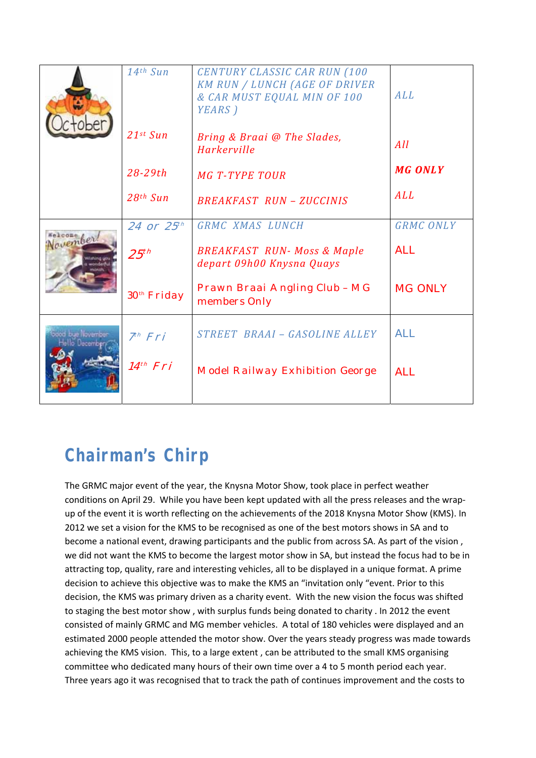| | | | |
|---|---|---|---|
| October | *14th Sun* | *CENTURY CLASSIC CAR RUN (100 KM RUN / LUNCH (AGE OF DRIVER & CAR MUST EQUAL MIN OF 100 YEARS )* | *ALL* |
| | *21st Sun* | *Bring & Braai @ The Slades, Harkerville* | *All* |
| | *28-29th* | *MG T-TYPE TOUR* | ***MG ONLY*** |
| | *28th Sun* | *BREAKFAST RUN – ZUCCINIS* | *ALL* |
| Welcome November! | *24 or 25th* | *GRMC XMAS LUNCH* | *GRMC ONLY* |
| | *25th* | *BREAKFAST RUN- Moss & Maple depart 09h00 Knysna Quays* | ALL |
| | 30th Friday | Prawn Braai Angling Club – MG members Only | MG ONLY |
| Good bye November Hello December | *7th Fri* | *STREET BRAAI – GASOLINE ALLEY* | ALL |
| | *14th Fri* | Model Railway Exhibition George | ALL |

## Chairman's Chirp

The GRMC major event of the year, the Knysna Motor Show, took place in perfect weather conditions on April 29. While you have been kept updated with all the press releases and the wrap-up of the event it is worth reflecting on the achievements of the 2018 Knysna Motor Show (KMS). In 2012 we set a vision for the KMS to be recognised as one of the best motors shows in SA and to become a national event, drawing participants and the public from across SA. As part of the vision , we did not want the KMS to become the largest motor show in SA, but instead the focus had to be in attracting top, quality, rare and interesting vehicles, all to be displayed in a unique format. A prime decision to achieve this objective was to make the KMS an "invitation only "event. Prior to this decision, the KMS was primary driven as a charity event. With the new vision the focus was shifted to staging the best motor show , with surplus funds being donated to charity . In 2012 the event consisted of mainly GRMC and MG member vehicles. A total of 180 vehicles were displayed and an estimated 2000 people attended the motor show. Over the years steady progress was made towards achieving the KMS vision. This, to a large extent , can be attributed to the small KMS organising committee who dedicated many hours of their own time over a 4 to 5 month period each year. Three years ago it was recognised that to track the path of continues improvement and the costs to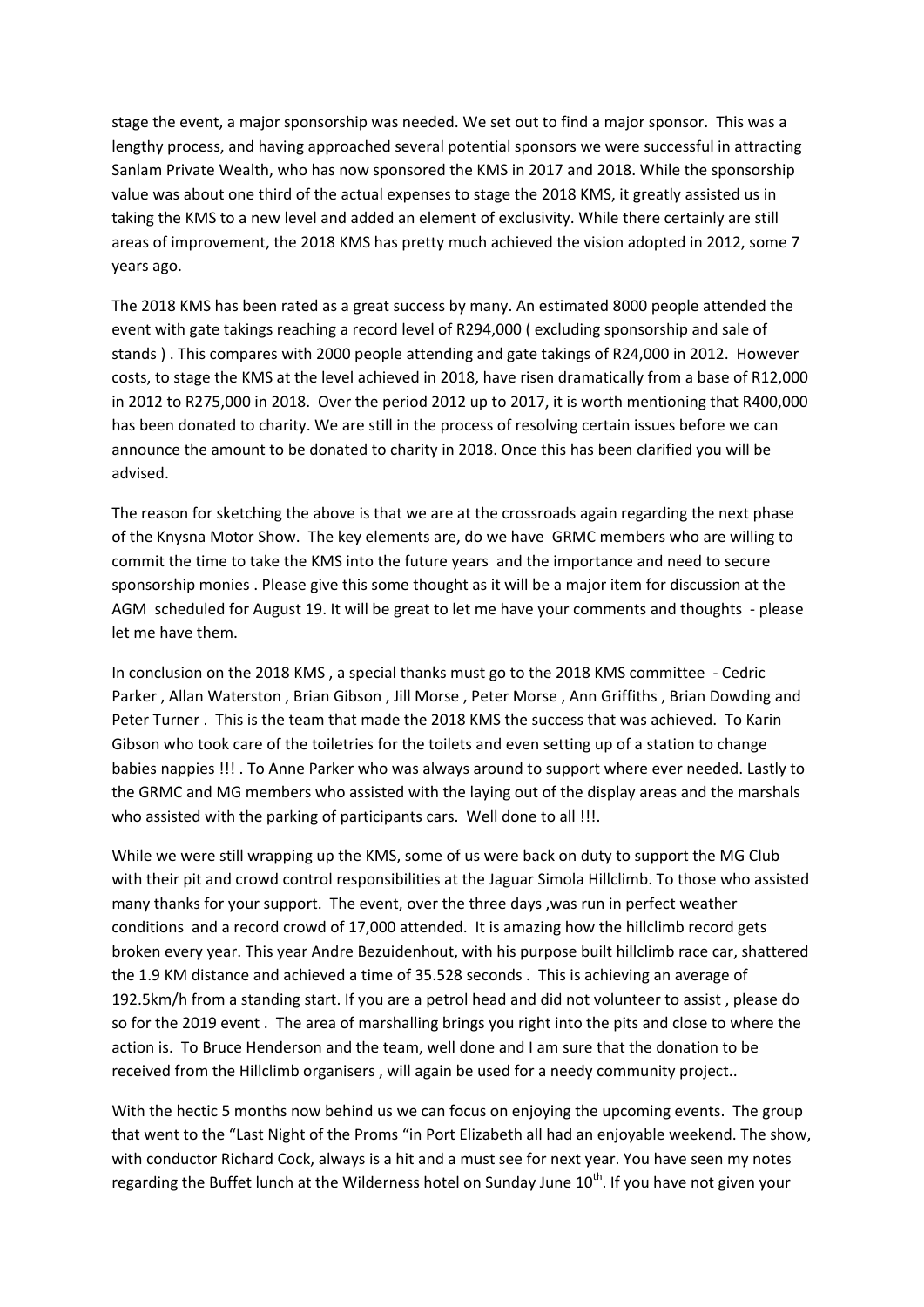stage the event, a major sponsorship was needed. We set out to find a major sponsor. This was a lengthy process, and having approached several potential sponsors we were successful in attracting Sanlam Private Wealth, who has now sponsored the KMS in 2017 and 2018. While the sponsorship value was about one third of the actual expenses to stage the 2018 KMS, it greatly assisted us in taking the KMS to a new level and added an element of exclusivity. While there certainly are still areas of improvement, the 2018 KMS has pretty much achieved the vision adopted in 2012, some 7 years ago.

The 2018 KMS has been rated as a great success by many. An estimated 8000 people attended the event with gate takings reaching a record level of R294,000 ( excluding sponsorship and sale of stands ) . This compares with 2000 people attending and gate takings of R24,000 in 2012. However costs, to stage the KMS at the level achieved in 2018, have risen dramatically from a base of R12,000 in 2012 to R275,000 in 2018. Over the period 2012 up to 2017, it is worth mentioning that R400,000 has been donated to charity. We are still in the process of resolving certain issues before we can announce the amount to be donated to charity in 2018. Once this has been clarified you will be advised.

The reason for sketching the above is that we are at the crossroads again regarding the next phase of the Knysna Motor Show. The key elements are, do we have GRMC members who are willing to commit the time to take the KMS into the future years and the importance and need to secure sponsorship monies . Please give this some thought as it will be a major item for discussion at the AGM scheduled for August 19. It will be great to let me have your comments and thoughts - please let me have them.

In conclusion on the 2018 KMS , a special thanks must go to the 2018 KMS committee - Cedric Parker , Allan Waterston , Brian Gibson , Jill Morse , Peter Morse , Ann Griffiths , Brian Dowding and Peter Turner . This is the team that made the 2018 KMS the success that was achieved. To Karin Gibson who took care of the toiletries for the toilets and even setting up of a station to change babies nappies !!! . To Anne Parker who was always around to support where ever needed. Lastly to the GRMC and MG members who assisted with the laying out of the display areas and the marshals who assisted with the parking of participants cars. Well done to all !!!.

While we were still wrapping up the KMS, some of us were back on duty to support the MG Club with their pit and crowd control responsibilities at the Jaguar Simola Hillclimb. To those who assisted many thanks for your support. The event, over the three days ,was run in perfect weather conditions and a record crowd of 17,000 attended. It is amazing how the hillclimb record gets broken every year. This year Andre Bezuidenhout, with his purpose built hillclimb race car, shattered the 1.9 KM distance and achieved a time of 35.528 seconds . This is achieving an average of 192.5km/h from a standing start. If you are a petrol head and did not volunteer to assist , please do so for the 2019 event . The area of marshalling brings you right into the pits and close to where the action is. To Bruce Henderson and the team, well done and I am sure that the donation to be received from the Hillclimb organisers , will again be used for a needy community project..

With the hectic 5 months now behind us we can focus on enjoying the upcoming events. The group that went to the "Last Night of the Proms "in Port Elizabeth all had an enjoyable weekend. The show, with conductor Richard Cock, always is a hit and a must see for next year. You have seen my notes regarding the Buffet lunch at the Wilderness hotel on Sunday June 10th. If you have not given your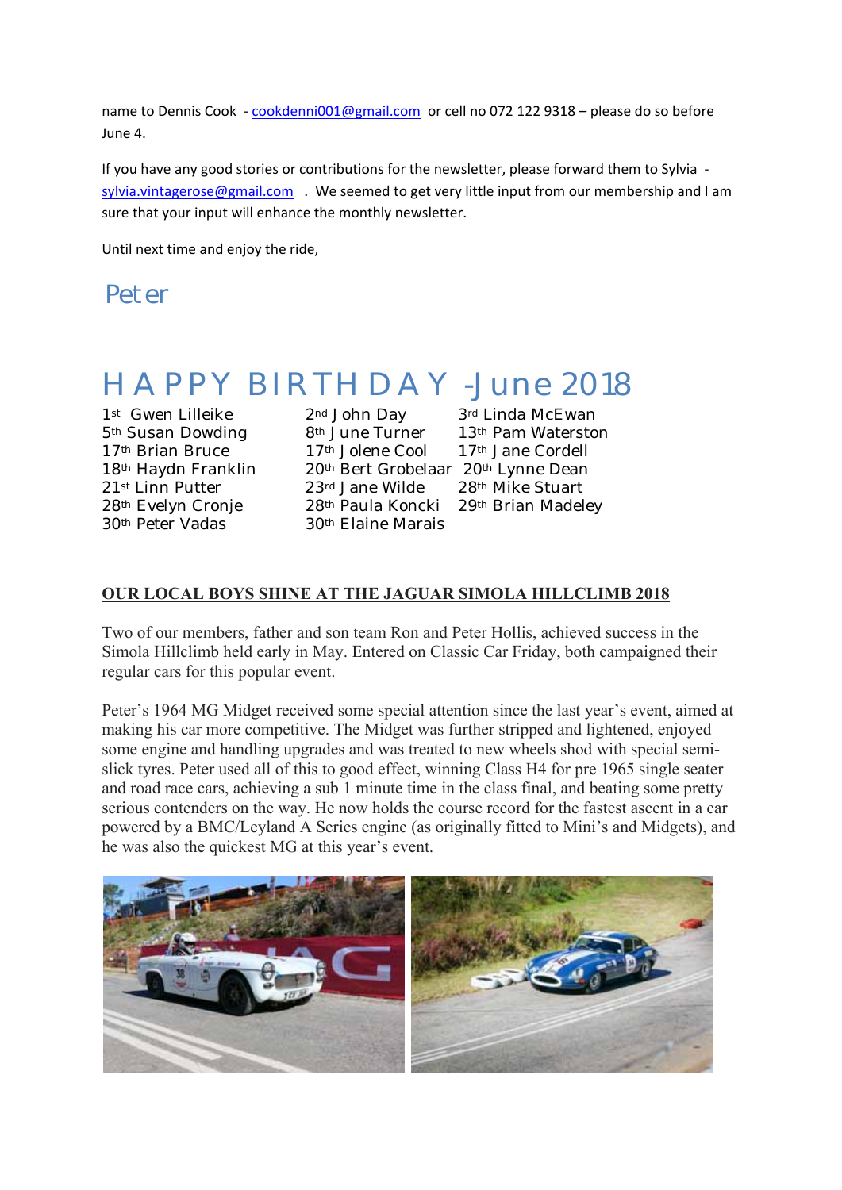name to Dennis Cook - cookdenni001@gmail.com or cell no 072 122 9318 – please do so before June 4.

If you have any good stories or contributions for the newsletter, please forward them to Sylvia - sylvia.vintagerose@gmail.com . We seemed to get very little input from our membership and I am sure that your input will enhance the monthly newsletter.

Until next time and enjoy the ride,

Peter

# HAPPY BIRTHDAY -June 2018

| | | |
|---|---|---|
| 1st Gwen Lilleike | 2nd John Day | 3rd Linda McEwan |
| 5th Susan Dowding | 8th June Turner | 13th Pam Waterston |
| 17th Brian Bruce | 17th Jolene Cool | 17th Jane Cordell |
| 18th Haydn Franklin | 20th Bert Grobelaar | 20th Lynne Dean |
| 21st Linn Putter | 23rd Jane Wilde | 28th Mike Stuart |
| 28th Evelyn Cronje | 28th Paula Koncki | 29th Brian Madeley |
| 30th Peter Vadas | 30th Elaine Marais | |

## OUR LOCAL BOYS SHINE AT THE JAGUAR SIMOLA HILLCLIMB 2018

Two of our members, father and son team Ron and Peter Hollis, achieved success in the Simola Hillclimb held early in May. Entered on Classic Car Friday, both campaigned their regular cars for this popular event.

Peter's 1964 MG Midget received some special attention since the last year's event, aimed at making his car more competitive. The Midget was further stripped and lightened, enjoyed some engine and handling upgrades and was treated to new wheels shod with special semi-slick tyres. Peter used all of this to good effect, winning Class H4 for pre 1965 single seater and road race cars, achieving a sub 1 minute time in the class final, and beating some pretty serious contenders on the way. He now holds the course record for the fastest ascent in a car powered by a BMC/Leyland A Series engine (as originally fitted to Mini's and Midgets), and he was also the quickest MG at this year's event.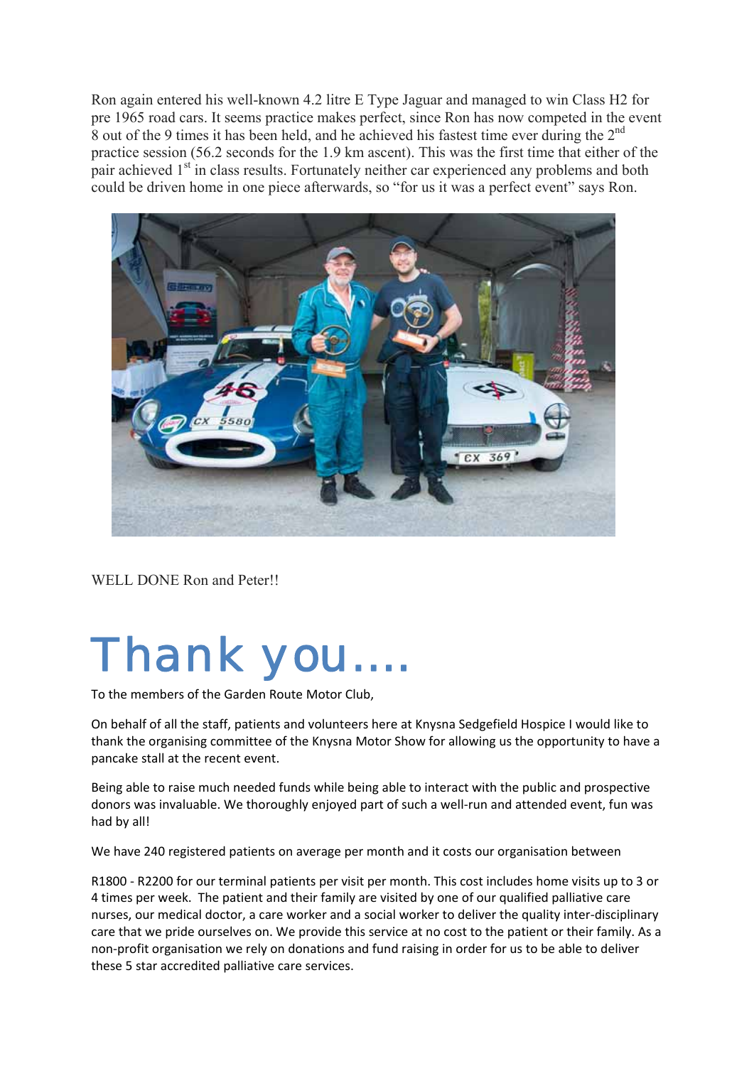Ron again entered his well-known 4.2 litre E Type Jaguar and managed to win Class H2 for pre 1965 road cars. It seems practice makes perfect, since Ron has now competed in the event 8 out of the 9 times it has been held, and he achieved his fastest time ever during the 2nd practice session (56.2 seconds for the 1.9 km ascent). This was the first time that either of the pair achieved 1st in class results. Fortunately neither car experienced any problems and both could be driven home in one piece afterwards, so "for us it was a perfect event" says Ron.

WELL DONE Ron and Peter!!

# Thank you….

To the members of the Garden Route Motor Club,

On behalf of all the staff, patients and volunteers here at Knysna Sedgefield Hospice I would like to thank the organising committee of the Knysna Motor Show for allowing us the opportunity to have a pancake stall at the recent event.

Being able to raise much needed funds while being able to interact with the public and prospective donors was invaluable. We thoroughly enjoyed part of such a well-run and attended event, fun was had by all!

We have 240 registered patients on average per month and it costs our organisation between

R1800 - R2200 for our terminal patients per visit per month. This cost includes home visits up to 3 or 4 times per week. The patient and their family are visited by one of our qualified palliative care nurses, our medical doctor, a care worker and a social worker to deliver the quality inter-disciplinary care that we pride ourselves on. We provide this service at no cost to the patient or their family. As a non-profit organisation we rely on donations and fund raising in order for us to be able to deliver these 5 star accredited palliative care services.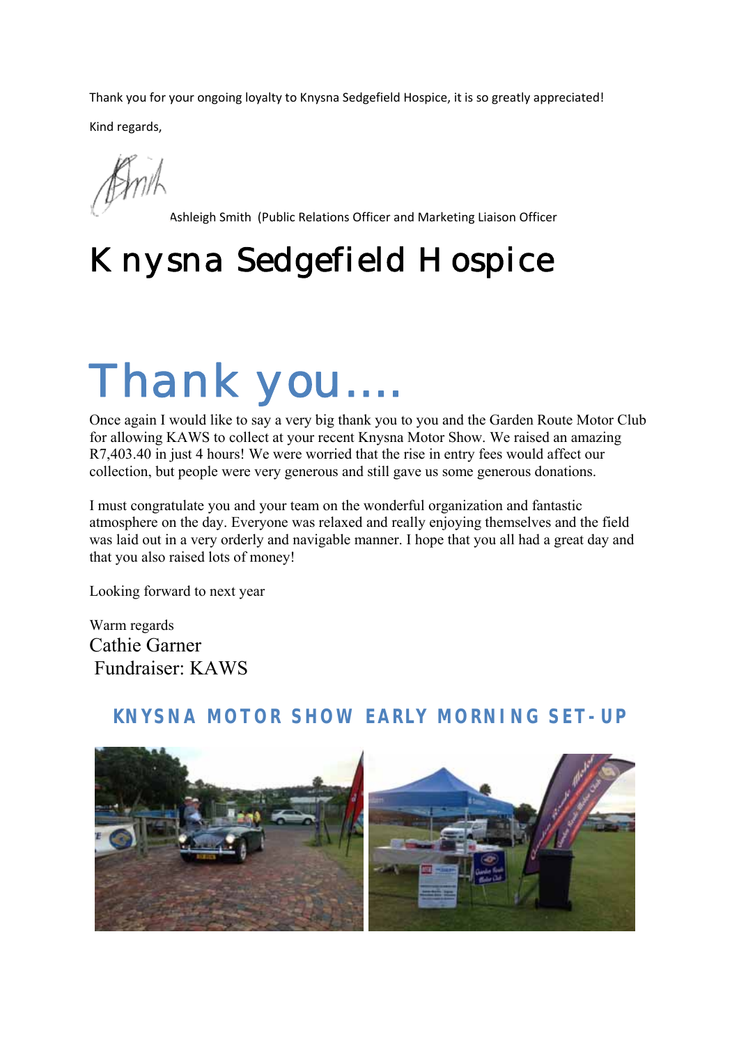Thank you for your ongoing loyalty to Knysna Sedgefield Hospice, it is so greatly appreciated!

Kind regards,

Ashleigh Smith (Public Relations Officer and Marketing Liaison Officer

# Knysna Sedgefield Hospice

# Thank you….

Once again I would like to say a very big thank you to you and the Garden Route Motor Club for allowing KAWS to collect at your recent Knysna Motor Show. We raised an amazing R7,403.40 in just 4 hours! We were worried that the rise in entry fees would affect our collection, but people were very generous and still gave us some generous donations.

I must congratulate you and your team on the wonderful organization and fantastic atmosphere on the day. Everyone was relaxed and really enjoying themselves and the field was laid out in a very orderly and navigable manner. I hope that you all had a great day and that you also raised lots of money!

Looking forward to next year

Warm regards
Cathie Garner
Fundraiser: KAWS

## KNYSNA MOTOR SHOW EARLY MORNING SET-UP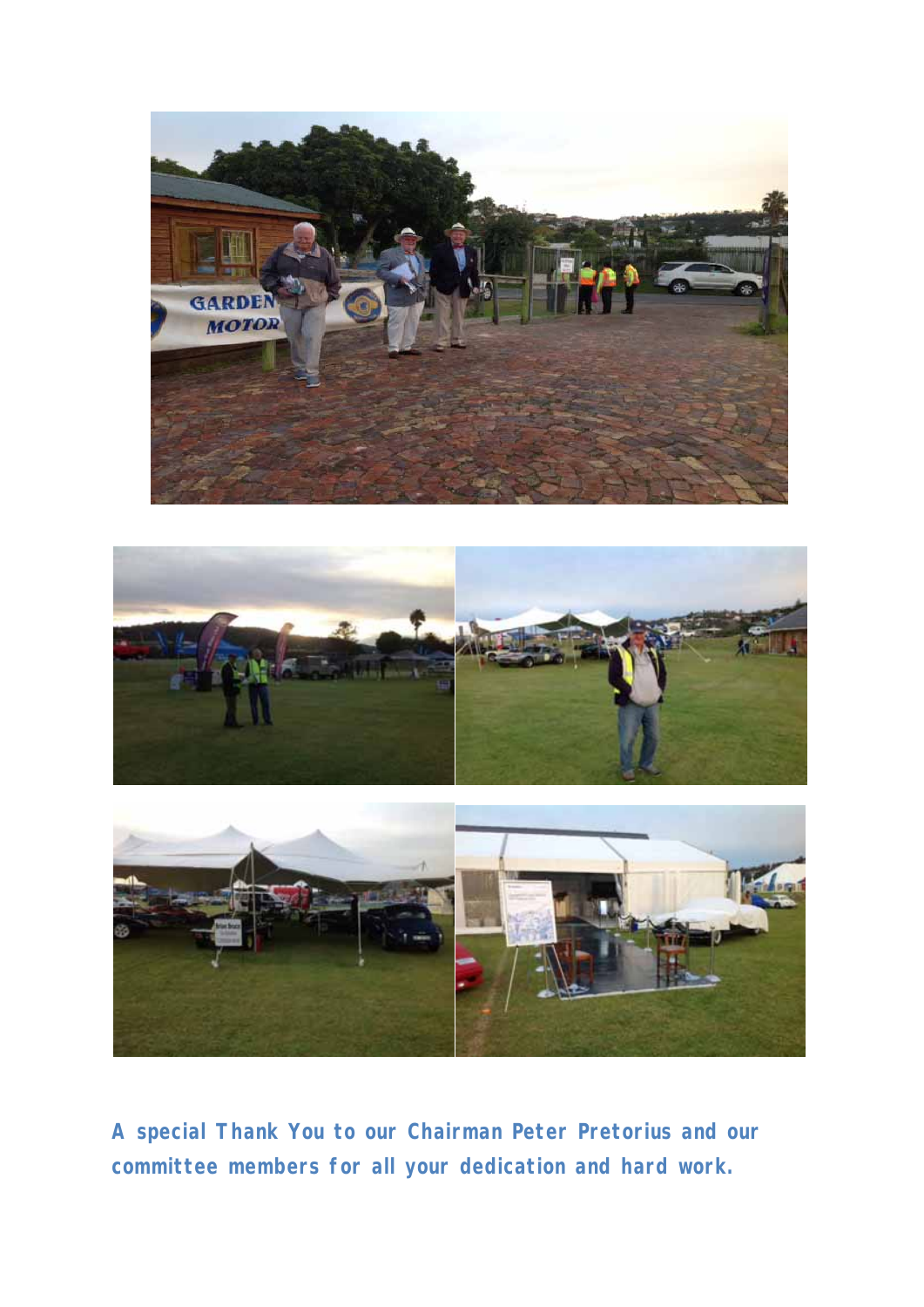**A special Thank You to our Chairman Peter Pretorius and our committee members for all your dedication and hard work.**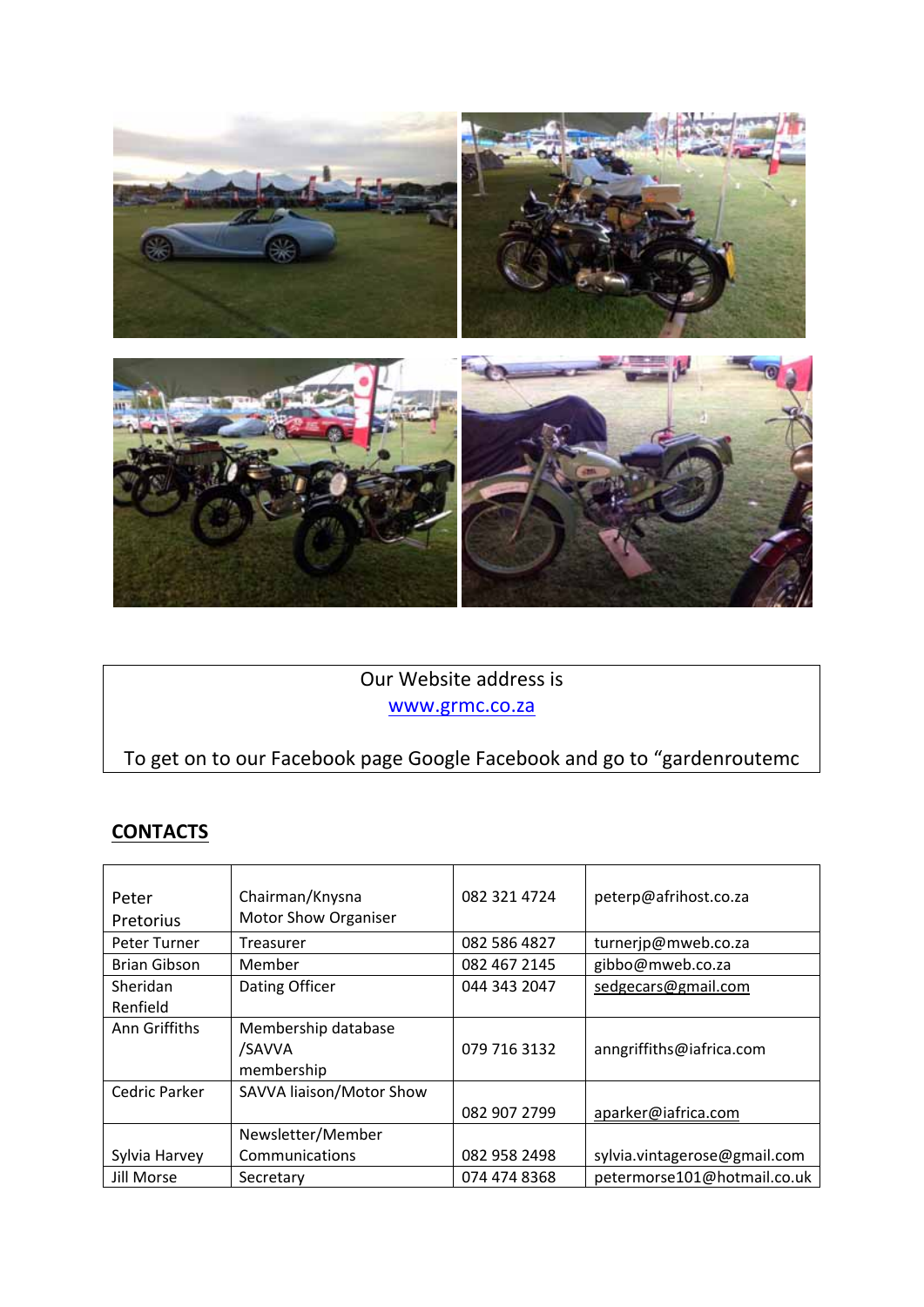Our Website address is
www.grmc.co.za

To get on to our Facebook page Google Facebook and go to "gardenroutemc

## CONTACTS

| Name | Role | Phone | Email |
|---|---|---|---|
| Peter Pretorius | Chairman/Knysna Motor Show Organiser | 082 321 4724 | peterp@afrihost.co.za |
| Peter Turner | Treasurer | 082 586 4827 | turnerjp@mweb.co.za |
| Brian Gibson | Member | 082 467 2145 | gibbo@mweb.co.za |
| Sheridan Renfield | Dating Officer | 044 343 2047 | sedgecars@gmail.com |
| Ann Griffiths | Membership database /SAVVA membership | 079 716 3132 | anngriffiths@iafrica.com |
| Cedric Parker | SAVVA liaison/Motor Show | 082 907 2799 | aparker@iafrica.com |
| Sylvia Harvey | Newsletter/Member Communications | 082 958 2498 | sylvia.vintagerose@gmail.com |
| Jill Morse | Secretary | 074 474 8368 | petermorse101@hotmail.co.uk |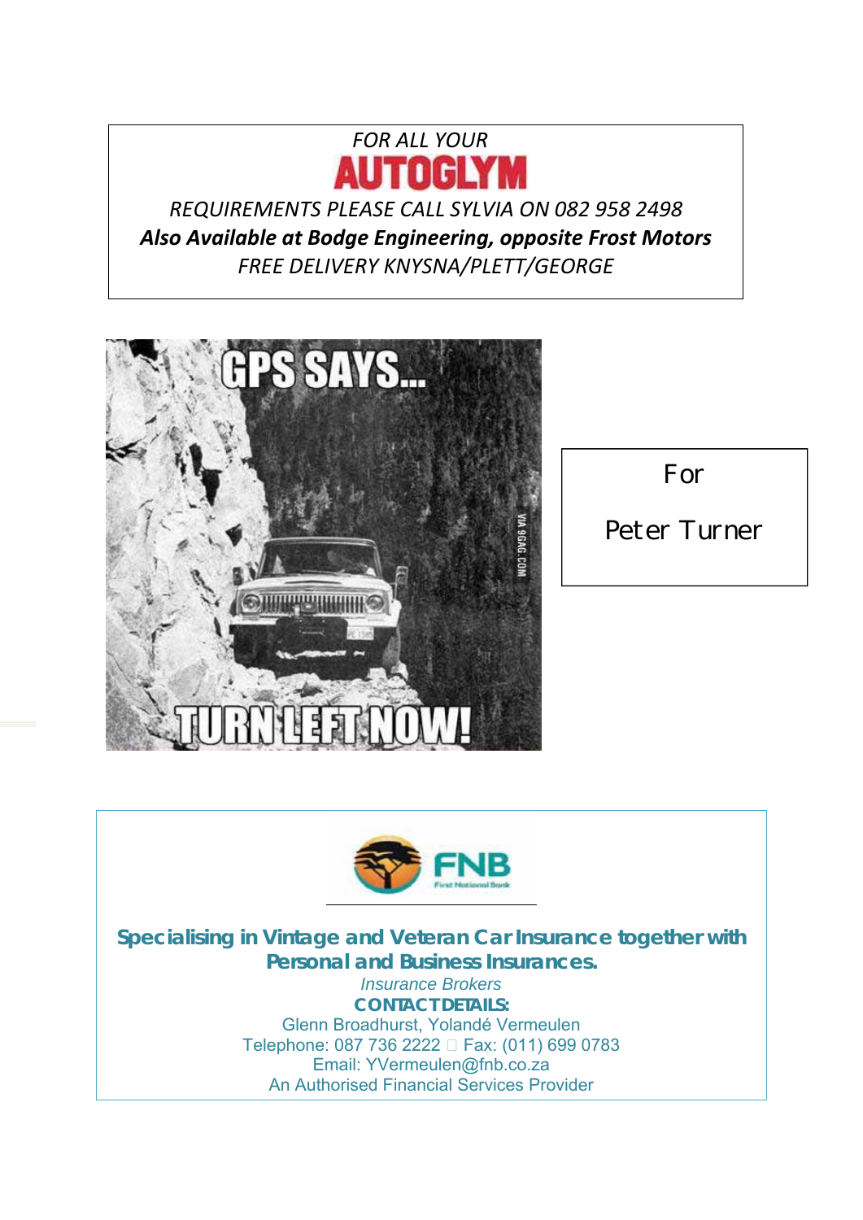*FOR ALL YOUR*

**AUTOGLYM**

*REQUIREMENTS PLEASE CALL SYLVIA ON 082 958 2498*

***Also Available at Bodge Engineering, opposite Frost Motors***

*FREE DELIVERY KNYSNA/PLETT/GEORGE*

GPS SAYS...

TURN LEFT NOW!

VIA 9GAG.COM

For

Peter Turner

FNB

First National Bank

**Specialising in Vintage and Veteran Car Insurance together with Personal and Business Insurances.**

*Insurance Brokers*

**CONTACT DETAILS:**

Glenn Broadhurst, Yolandé Vermeulen

Telephone: 087 736 2222  Fax: (011) 699 0783

Email: YVermeulen@fnb.co.za

An Authorised Financial Services Provider